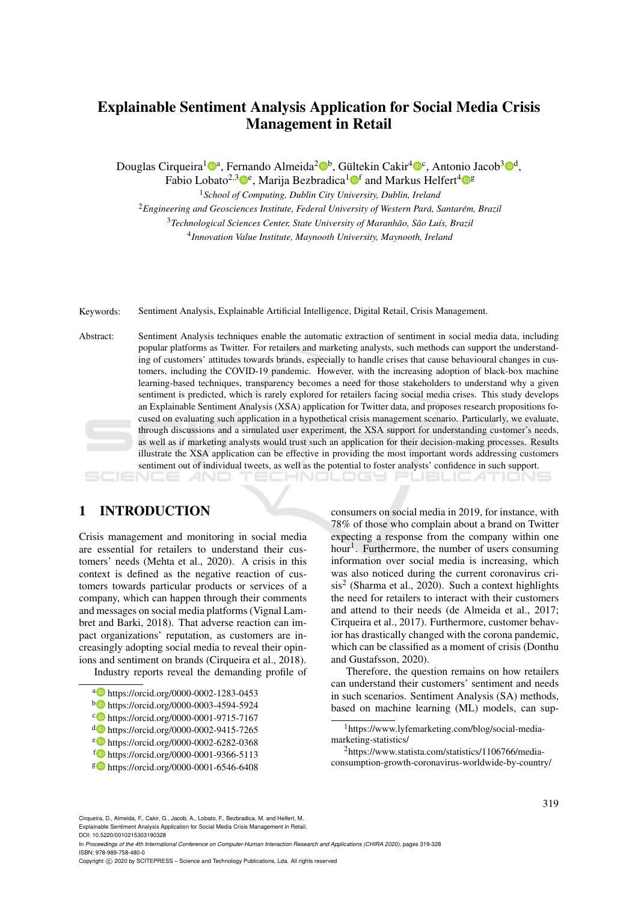# Explainable Sentiment Analysis Application for Social Media Crisis Management in Retail

Douglas Cirqueira[1][a], Fernando Almeida[2][b], Gültekin Cakir[4][c], Antonio Jacob[3][d], Fabio Lobato[2,3][e], Marija Bezbradica[1][f] and Markus Helfert[4][g]

[1] *School of Computing, Dublin City University, Dublin, Ireland*
[2] *Engineering and Geosciences Institute, Federal University of Western Pará, Santarém, Brazil*
[3] *Technological Sciences Center, State University of Maranhão, São Luís, Brazil*
[4] *Innovation Value Institute, Maynooth University, Maynooth, Ireland*

Keywords: Sentiment Analysis, Explainable Artificial Intelligence, Digital Retail, Crisis Management.

Abstract: Sentiment Analysis techniques enable the automatic extraction of sentiment in social media data, including popular platforms as Twitter. For retailers and marketing analysts, such methods can support the understanding of customers' attitudes towards brands, especially to handle crises that cause behavioural changes in customers, including the COVID-19 pandemic. However, with the increasing adoption of black-box machine learning-based techniques, transparency becomes a need for those stakeholders to understand why a given sentiment is predicted, which is rarely explored for retailers facing social media crises. This study develops an Explainable Sentiment Analysis (XSA) application for Twitter data, and proposes research propositions focused on evaluating such application in a hypothetical crisis management scenario. Particularly, we evaluate, through discussions and a simulated user experiment, the XSA support for understanding customer's needs, as well as if marketing analysts would trust such an application for their decision-making processes. Results illustrate the XSA application can be effective in providing the most important words addressing customers sentiment out of individual tweets, as well as the potential to foster analysts' confidence in such support.

## 1 INTRODUCTION

Crisis management and monitoring in social media are essential for retailers to understand their customers' needs (Mehta et al., 2020). A crisis in this context is defined as the negative reaction of customers towards particular products or services of a company, which can happen through their comments and messages on social media platforms (Vignal Lambret and Barki, 2018). That adverse reaction can impact organizations' reputation, as customers are increasingly adopting social media to reveal their opinions and sentiment on brands (Cirqueira et al., 2018).

Industry reports reveal the demanding profile of consumers on social media in 2019, for instance, with 78% of those who complain about a brand on Twitter expecting a response from the company within one hour[1]. Furthermore, the number of users consuming information over social media is increasing, which was also noticed during the current coronavirus crisis[2] (Sharma et al., 2020). Such a context highlights the need for retailers to interact with their customers and attend to their needs (de Almeida et al., 2017; Cirqueira et al., 2017). Furthermore, customer behavior has drastically changed with the corona pandemic, which can be classified as a moment of crisis (Donthu and Gustafsson, 2020).

Therefore, the question remains on how retailers can understand their customers' sentiment and needs in such scenarios. Sentiment Analysis (SA) methods, based on machine learning (ML) models, can sup-

[a] https://orcid.org/0000-0002-1283-0453
[b] https://orcid.org/0000-0003-4594-5924
[c] https://orcid.org/0000-0001-9715-7167
[d] https://orcid.org/0000-0002-9415-7265
[e] https://orcid.org/0000-0002-6282-0368
[f] https://orcid.org/0000-0001-9366-5113
[g] https://orcid.org/0000-0001-6546-6408

[1] https://www.lyfemarketing.com/blog/social-media-marketing-statistics/

[2] https://www.statista.com/statistics/1106766/media-consumption-growth-coronavirus-worldwide-by-country/

Cirqueira, D., Almeida, F., Cakir, G., Jacob, A., Lobato, F., Bezbradica, M. and Helfert, M.
Explainable Sentiment Analysis Application for Social Media Crisis Management in Retail.
DOI: 10.5220/0010215303190328
In *Proceedings of the 4th International Conference on Computer-Human Interaction Research and Applications (CHIRA 2020)*, pages 319-328
ISBN: 978-989-758-480-0
Copyright © 2020 by SCITEPRESS – Science and Technology Publications, Lda. All rights reserved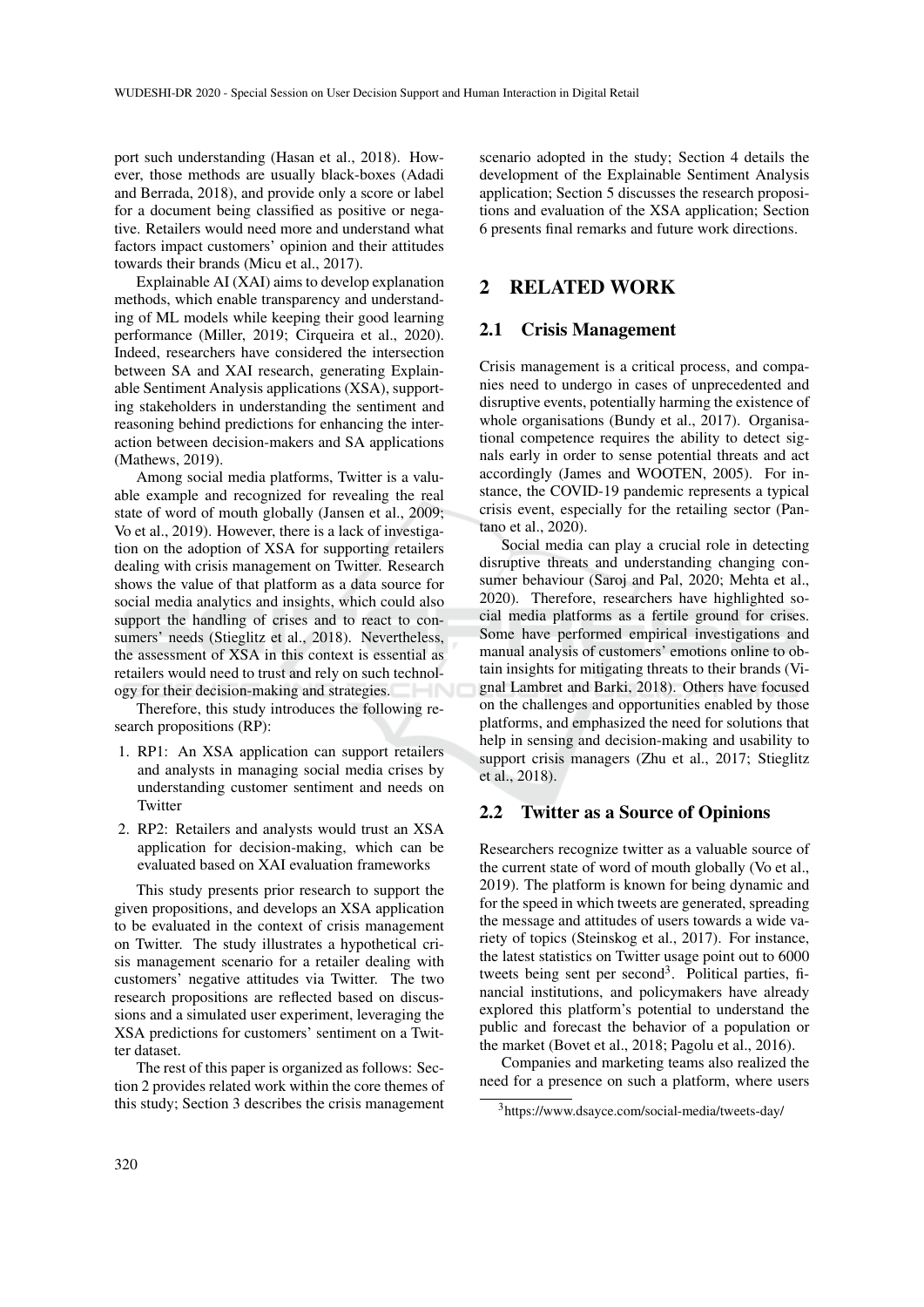port such understanding (Hasan et al., 2018). However, those methods are usually black-boxes (Adadi and Berrada, 2018), and provide only a score or label for a document being classified as positive or negative. Retailers would need more and understand what factors impact customers' opinion and their attitudes towards their brands (Micu et al., 2017).

Explainable AI (XAI) aims to develop explanation methods, which enable transparency and understanding of ML models while keeping their good learning performance (Miller, 2019; Cirqueira et al., 2020). Indeed, researchers have considered the intersection between SA and XAI research, generating Explainable Sentiment Analysis applications (XSA), supporting stakeholders in understanding the sentiment and reasoning behind predictions for enhancing the interaction between decision-makers and SA applications (Mathews, 2019).

Among social media platforms, Twitter is a valuable example and recognized for revealing the real state of word of mouth globally (Jansen et al., 2009; Vo et al., 2019). However, there is a lack of investigation on the adoption of XSA for supporting retailers dealing with crisis management on Twitter. Research shows the value of that platform as a data source for social media analytics and insights, which could also support the handling of crises and to react to consumers' needs (Stieglitz et al., 2018). Nevertheless, the assessment of XSA in this context is essential as retailers would need to trust and rely on such technology for their decision-making and strategies.

Therefore, this study introduces the following research propositions (RP):

1. RP1: An XSA application can support retailers and analysts in managing social media crises by understanding customer sentiment and needs on Twitter
2. RP2: Retailers and analysts would trust an XSA application for decision-making, which can be evaluated based on XAI evaluation frameworks

This study presents prior research to support the given propositions, and develops an XSA application to be evaluated in the context of crisis management on Twitter. The study illustrates a hypothetical crisis management scenario for a retailer dealing with customers' negative attitudes via Twitter. The two research propositions are reflected based on discussions and a simulated user experiment, leveraging the XSA predictions for customers' sentiment on a Twitter dataset.

The rest of this paper is organized as follows: Section 2 provides related work within the core themes of this study; Section 3 describes the crisis management scenario adopted in the study; Section 4 details the development of the Explainable Sentiment Analysis application; Section 5 discusses the research propositions and evaluation of the XSA application; Section 6 presents final remarks and future work directions.

## 2 RELATED WORK

### 2.1 Crisis Management

Crisis management is a critical process, and companies need to undergo in cases of unprecedented and disruptive events, potentially harming the existence of whole organisations (Bundy et al., 2017). Organisational competence requires the ability to detect signals early in order to sense potential threats and act accordingly (James and WOOTEN, 2005). For instance, the COVID-19 pandemic represents a typical crisis event, especially for the retailing sector (Pantano et al., 2020).

Social media can play a crucial role in detecting disruptive threats and understanding changing consumer behaviour (Saroj and Pal, 2020; Mehta et al., 2020). Therefore, researchers have highlighted social media platforms as a fertile ground for crises. Some have performed empirical investigations and manual analysis of customers' emotions online to obtain insights for mitigating threats to their brands (Vignal Lambret and Barki, 2018). Others have focused on the challenges and opportunities enabled by those platforms, and emphasized the need for solutions that help in sensing and decision-making and usability to support crisis managers (Zhu et al., 2017; Stieglitz et al., 2018).

### 2.2 Twitter as a Source of Opinions

Researchers recognize twitter as a valuable source of the current state of word of mouth globally (Vo et al., 2019). The platform is known for being dynamic and for the speed in which tweets are generated, spreading the message and attitudes of users towards a wide variety of topics (Steinskog et al., 2017). For instance, the latest statistics on Twitter usage point out to 6000 tweets being sent per second[3]. Political parties, financial institutions, and policymakers have already explored this platform's potential to understand the public and forecast the behavior of a population or the market (Bovet et al., 2018; Pagolu et al., 2016).

Companies and marketing teams also realized the need for a presence on such a platform, where users

[3] https://www.dsayce.com/social-media/tweets-day/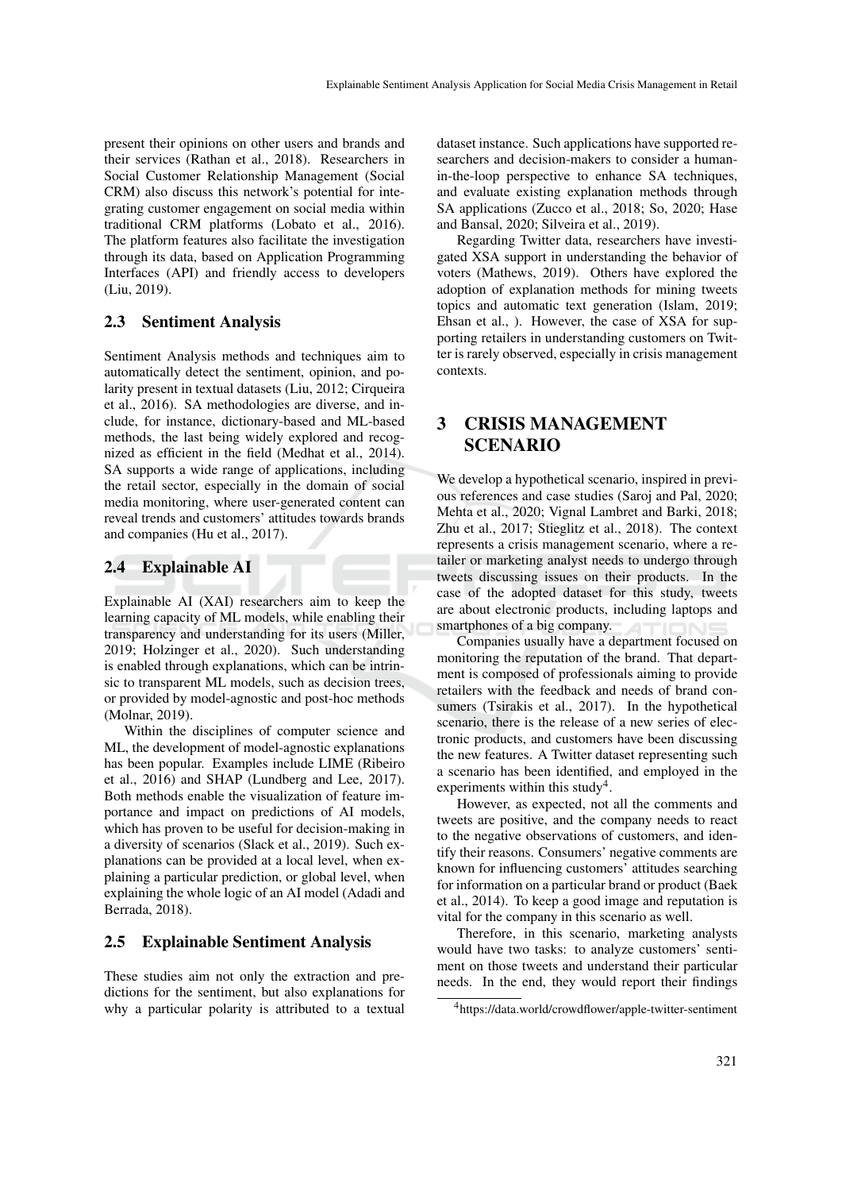present their opinions on other users and brands and their services (Rathan et al., 2018). Researchers in Social Customer Relationship Management (Social CRM) also discuss this network's potential for integrating customer engagement on social media within traditional CRM platforms (Lobato et al., 2016). The platform features also facilitate the investigation through its data, based on Application Programming Interfaces (API) and friendly access to developers (Liu, 2019).

### 2.3 Sentiment Analysis

Sentiment Analysis methods and techniques aim to automatically detect the sentiment, opinion, and polarity present in textual datasets (Liu, 2012; Cirqueira et al., 2016). SA methodologies are diverse, and include, for instance, dictionary-based and ML-based methods, the last being widely explored and recognized as efficient in the field (Medhat et al., 2014). SA supports a wide range of applications, including the retail sector, especially in the domain of social media monitoring, where user-generated content can reveal trends and customers' attitudes towards brands and companies (Hu et al., 2017).

### 2.4 Explainable AI

Explainable AI (XAI) researchers aim to keep the learning capacity of ML models, while enabling their transparency and understanding for its users (Miller, 2019; Holzinger et al., 2020). Such understanding is enabled through explanations, which can be intrinsic to transparent ML models, such as decision trees, or provided by model-agnostic and post-hoc methods (Molnar, 2019).

Within the disciplines of computer science and ML, the development of model-agnostic explanations has been popular. Examples include LIME (Ribeiro et al., 2016) and SHAP (Lundberg and Lee, 2017). Both methods enable the visualization of feature importance and impact on predictions of AI models, which has proven to be useful for decision-making in a diversity of scenarios (Slack et al., 2019). Such explanations can be provided at a local level, when explaining a particular prediction, or global level, when explaining the whole logic of an AI model (Adadi and Berrada, 2018).

### 2.5 Explainable Sentiment Analysis

These studies aim not only the extraction and predictions for the sentiment, but also explanations for why a particular polarity is attributed to a textual dataset instance. Such applications have supported researchers and decision-makers to consider a human-in-the-loop perspective to enhance SA techniques, and evaluate existing explanation methods through SA applications (Zucco et al., 2018; So, 2020; Hase and Bansal, 2020; Silveira et al., 2019).

Regarding Twitter data, researchers have investigated XSA support in understanding the behavior of voters (Mathews, 2019). Others have explored the adoption of explanation methods for mining tweets topics and automatic text generation (Islam, 2019; Ehsan et al., ). However, the case of XSA for supporting retailers in understanding customers on Twitter is rarely observed, especially in crisis management contexts.

## 3 CRISIS MANAGEMENT SCENARIO

We develop a hypothetical scenario, inspired in previous references and case studies (Saroj and Pal, 2020; Mehta et al., 2020; Vignal Lambret and Barki, 2018; Zhu et al., 2017; Stieglitz et al., 2018). The context represents a crisis management scenario, where a retailer or marketing analyst needs to undergo through tweets discussing issues on their products. In the case of the adopted dataset for this study, tweets are about electronic products, including laptops and smartphones of a big company.

Companies usually have a department focused on monitoring the reputation of the brand. That department is composed of professionals aiming to provide retailers with the feedback and needs of brand consumers (Tsirakis et al., 2017). In the hypothetical scenario, there is the release of a new series of electronic products, and customers have been discussing the new features. A Twitter dataset representing such a scenario has been identified, and employed in the experiments within this study[4].

However, as expected, not all the comments and tweets are positive, and the company needs to react to the negative observations of customers, and identify their reasons. Consumers' negative comments are known for influencing customers' attitudes searching for information on a particular brand or product (Baek et al., 2014). To keep a good image and reputation is vital for the company in this scenario as well.

Therefore, in this scenario, marketing analysts would have two tasks: to analyze customers' sentiment on those tweets and understand their particular needs. In the end, they would report their findings

[4] https://data.world/crowdflower/apple-twitter-sentiment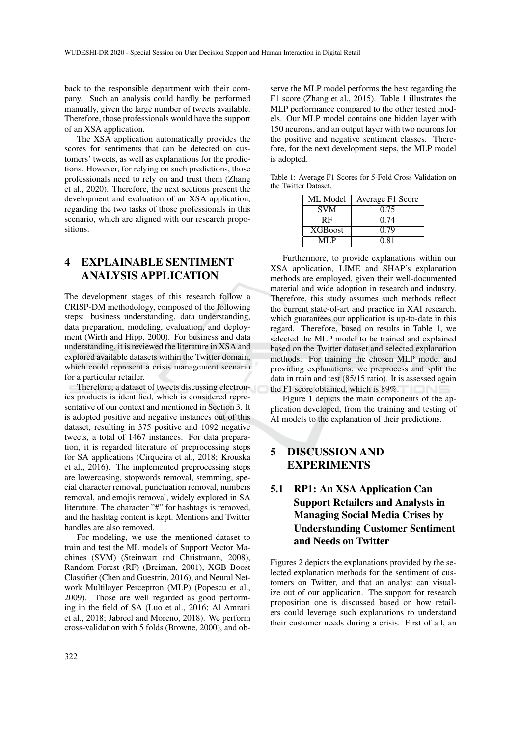back to the responsible department with their company. Such an analysis could hardly be performed manually, given the large number of tweets available. Therefore, those professionals would have the support of an XSA application.

The XSA application automatically provides the scores for sentiments that can be detected on customers' tweets, as well as explanations for the predictions. However, for relying on such predictions, those professionals need to rely on and trust them (Zhang et al., 2020). Therefore, the next sections present the development and evaluation of an XSA application, regarding the two tasks of those professionals in this scenario, which are aligned with our research propositions.

# 4 EXPLAINABLE SENTIMENT ANALYSIS APPLICATION

The development stages of this research follow a CRISP-DM methodology, composed of the following steps: business understanding, data understanding, data preparation, modeling, evaluation, and deployment (Wirth and Hipp, 2000). For business and data understanding, it is reviewed the literature in XSA and explored available datasets within the Twitter domain, which could represent a crisis management scenario for a particular retailer.

Therefore, a dataset of tweets discussing electronics products is identified, which is considered representative of our context and mentioned in Section 3. It is adopted positive and negative instances out of this dataset, resulting in 375 positive and 1092 negative tweets, a total of 1467 instances. For data preparation, it is regarded literature of preprocessing steps for SA applications (Cirqueira et al., 2018; Krouska et al., 2016). The implemented preprocessing steps are lowercasing, stopwords removal, stemming, special character removal, punctuation removal, numbers removal, and emojis removal, widely explored in SA literature. The character "#" for hashtags is removed, and the hashtag content is kept. Mentions and Twitter handles are also removed.

For modeling, we use the mentioned dataset to train and test the ML models of Support Vector Machines (SVM) (Steinwart and Christmann, 2008), Random Forest (RF) (Breiman, 2001), XGB Boost Classifier (Chen and Guestrin, 2016), and Neural Network Multilayer Perceptron (MLP) (Popescu et al., 2009). Those are well regarded as good performing in the field of SA (Luo et al., 2016; Al Amrani et al., 2018; Jabreel and Moreno, 2018). We perform cross-validation with 5 folds (Browne, 2000), and observe the MLP model performs the best regarding the F1 score (Zhang et al., 2015). Table 1 illustrates the MLP performance compared to the other tested models. Our MLP model contains one hidden layer with 150 neurons, and an output layer with two neurons for the positive and negative sentiment classes. Therefore, for the next development steps, the MLP model is adopted.

Table 1: Average F1 Scores for 5-Fold Cross Validation on the Twitter Dataset.

| ML Model | Average F1 Score |
|---|---|
| SVM | 0.75 |
| RF | 0.74 |
| XGBoost | 0.79 |
| MLP | 0.81 |

Furthermore, to provide explanations within our XSA application, LIME and SHAP's explanation methods are employed, given their well-documented material and wide adoption in research and industry. Therefore, this study assumes such methods reflect the current state-of-art and practice in XAI research, which guarantees our application is up-to-date in this regard. Therefore, based on results in Table 1, we selected the MLP model to be trained and explained based on the Twitter dataset and selected explanation methods. For training the chosen MLP model and providing explanations, we preprocess and split the data in train and test (85/15 ratio). It is assessed again the F1 score obtained, which is 89%.

Figure 1 depicts the main components of the application developed, from the training and testing of AI models to the explanation of their predictions.

# 5 DISCUSSION AND EXPERIMENTS

## 5.1 RP1: An XSA Application Can Support Retailers and Analysts in Managing Social Media Crises by Understanding Customer Sentiment and Needs on Twitter

Figures 2 depicts the explanations provided by the selected explanation methods for the sentiment of customers on Twitter, and that an analyst can visualize out of our application. The support for research proposition one is discussed based on how retailers could leverage such explanations to understand their customer needs during a crisis. First of all, an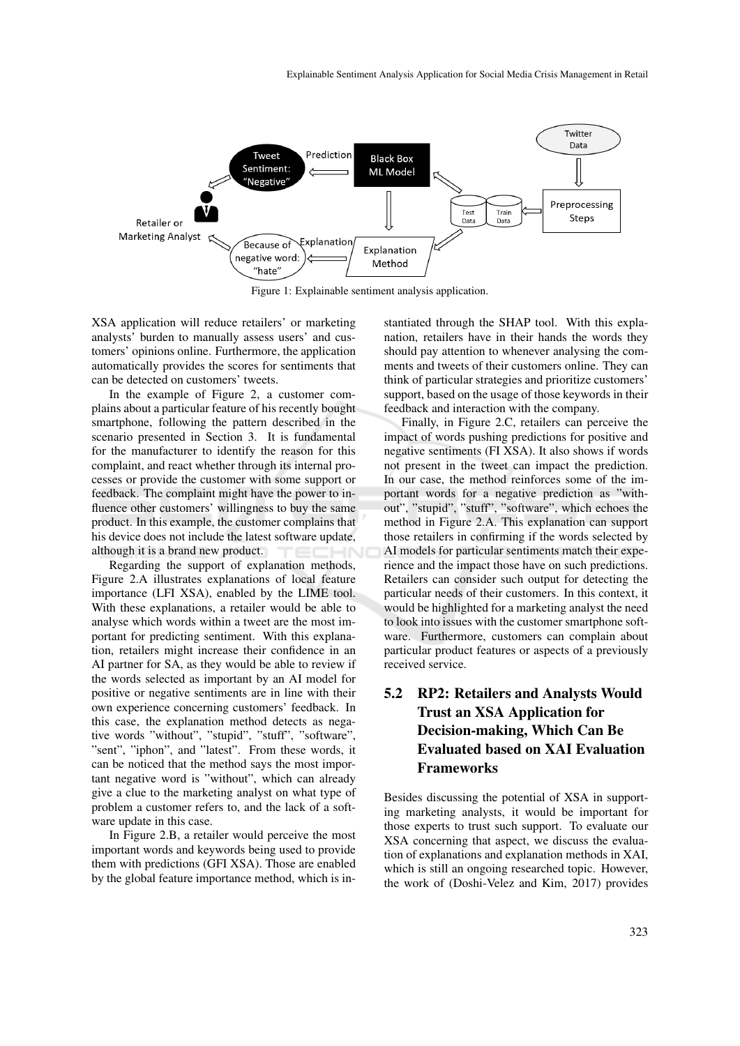Figure 1: Explainable sentiment analysis application.

XSA application will reduce retailers' or marketing analysts' burden to manually assess users' and customers' opinions online. Furthermore, the application automatically provides the scores for sentiments that can be detected on customers' tweets.

In the example of Figure 2, a customer complains about a particular feature of his recently bought smartphone, following the pattern described in the scenario presented in Section 3. It is fundamental for the manufacturer to identify the reason for this complaint, and react whether through its internal processes or provide the customer with some support or feedback. The complaint might have the power to influence other customers' willingness to buy the same product. In this example, the customer complains that his device does not include the latest software update, although it is a brand new product.

Regarding the support of explanation methods, Figure 2.A illustrates explanations of local feature importance (LFI XSA), enabled by the LIME tool. With these explanations, a retailer would be able to analyse which words within a tweet are the most important for predicting sentiment. With this explanation, retailers might increase their confidence in an AI partner for SA, as they would be able to review if the words selected as important by an AI model for positive or negative sentiments are in line with their own experience concerning customers' feedback. In this case, the explanation method detects as negative words "without", "stupid", "stuff", "software", "sent", "iphon", and "latest". From these words, it can be noticed that the method says the most important negative word is "without", which can already give a clue to the marketing analyst on what type of problem a customer refers to, and the lack of a software update in this case.

In Figure 2.B, a retailer would perceive the most important words and keywords being used to provide them with predictions (GFI XSA). Those are enabled by the global feature importance method, which is instantiated through the SHAP tool. With this explanation, retailers have in their hands the words they should pay attention to whenever analysing the comments and tweets of their customers online. They can think of particular strategies and prioritize customers' support, based on the usage of those keywords in their feedback and interaction with the company.

Finally, in Figure 2.C, retailers can perceive the impact of words pushing predictions for positive and negative sentiments (FI XSA). It also shows if words not present in the tweet can impact the prediction. In our case, the method reinforces some of the important words for a negative prediction as "without", "stupid", "stuff", "software", which echoes the method in Figure 2.A. This explanation can support those retailers in confirming if the words selected by AI models for particular sentiments match their experience and the impact those have on such predictions. Retailers can consider such output for detecting the particular needs of their customers. In this context, it would be highlighted for a marketing analyst the need to look into issues with the customer smartphone software. Furthermore, customers can complain about particular product features or aspects of a previously received service.

### 5.2 RP2: Retailers and Analysts Would Trust an XSA Application for Decision-making, Which Can Be Evaluated based on XAI Evaluation Frameworks

Besides discussing the potential of XSA in supporting marketing analysts, it would be important for those experts to trust such support. To evaluate our XSA concerning that aspect, we discuss the evaluation of explanations and explanation methods in XAI, which is still an ongoing researched topic. However, the work of (Doshi-Velez and Kim, 2017) provides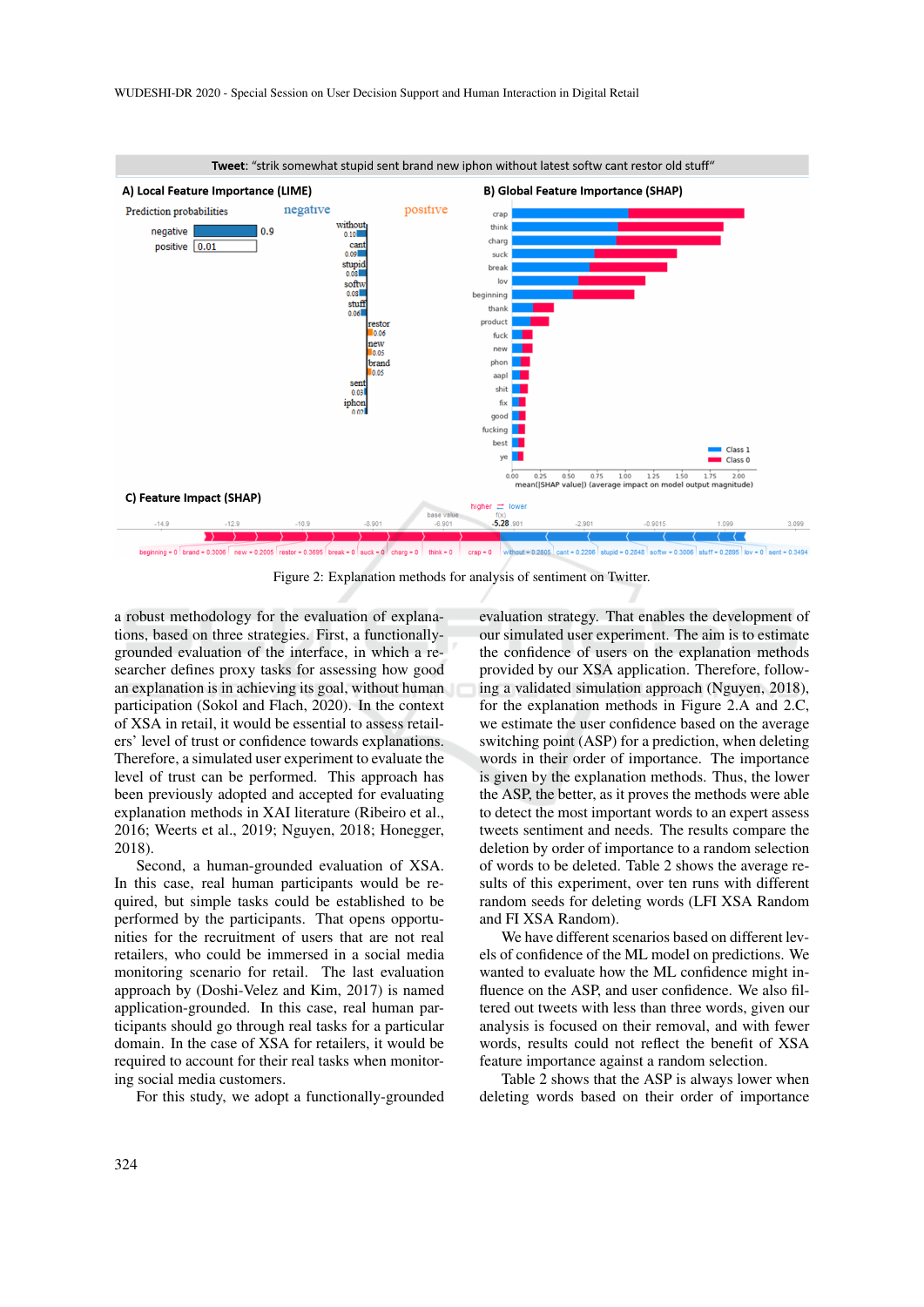Figure 2: Explanation methods for analysis of sentiment on Twitter.

a robust methodology for the evaluation of explanations, based on three strategies. First, a functionally-grounded evaluation of the interface, in which a researcher defines proxy tasks for assessing how good an explanation is in achieving its goal, without human participation (Sokol and Flach, 2020). In the context of XSA in retail, it would be essential to assess retailers' level of trust or confidence towards explanations. Therefore, a simulated user experiment to evaluate the level of trust can be performed. This approach has been previously adopted and accepted for evaluating explanation methods in XAI literature (Ribeiro et al., 2016; Weerts et al., 2019; Nguyen, 2018; Honegger, 2018).

Second, a human-grounded evaluation of XSA. In this case, real human participants would be required, but simple tasks could be established to be performed by the participants. That opens opportunities for the recruitment of users that are not real retailers, who could be immersed in a social media monitoring scenario for retail. The last evaluation approach by (Doshi-Velez and Kim, 2017) is named application-grounded. In this case, real human participants should go through real tasks for a particular domain. In the case of XSA for retailers, it would be required to account for their real tasks when monitoring social media customers.

For this study, we adopt a functionally-grounded evaluation strategy. That enables the development of our simulated user experiment. The aim is to estimate the confidence of users on the explanation methods provided by our XSA application. Therefore, following a validated simulation approach (Nguyen, 2018), for the explanation methods in Figure 2.A and 2.C, we estimate the user confidence based on the average switching point (ASP) for a prediction, when deleting words in their order of importance. The importance is given by the explanation methods. Thus, the lower the ASP, the better, as it proves the methods were able to detect the most important words to an expert assess tweets sentiment and needs. The results compare the deletion by order of importance to a random selection of words to be deleted. Table 2 shows the average results of this experiment, over ten runs with different random seeds for deleting words (LFI XSA Random and FI XSA Random).

We have different scenarios based on different levels of confidence of the ML model on predictions. We wanted to evaluate how the ML confidence might influence on the ASP, and user confidence. We also filtered out tweets with less than three words, given our analysis is focused on their removal, and with fewer words, results could not reflect the benefit of XSA feature importance against a random selection.

Table 2 shows that the ASP is always lower when deleting words based on their order of importance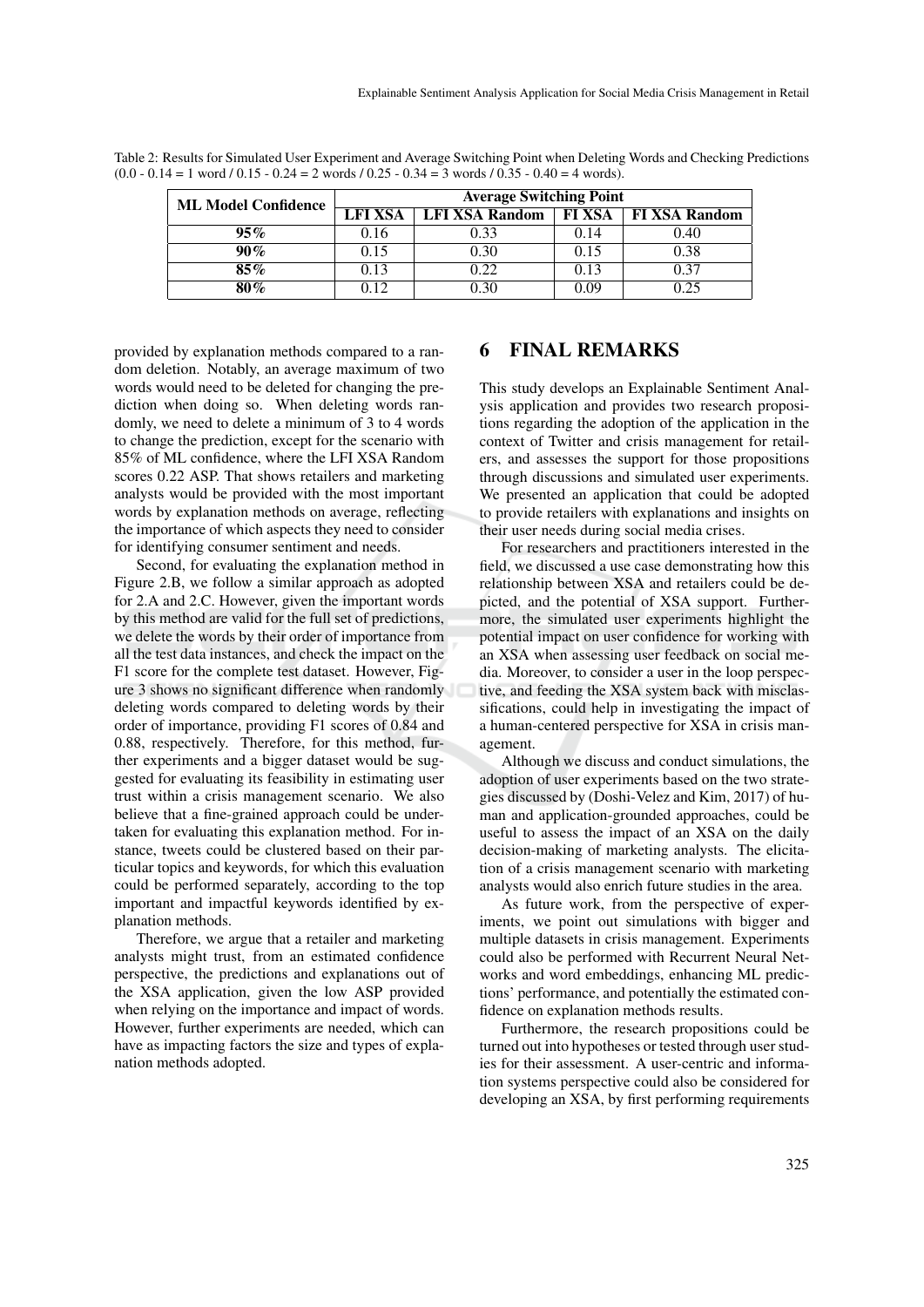Table 2: Results for Simulated User Experiment and Average Switching Point when Deleting Words and Checking Predictions (0.0 - 0.14 = 1 word / 0.15 - 0.24 = 2 words / 0.25 - 0.34 = 3 words / 0.35 - 0.40 = 4 words).

| ML Model Confidence | Average Switching Point | | | |
|---|---|---|---|---|
| | LFI XSA | LFI XSA Random | FI XSA | FI XSA Random |
| **95%** | 0.16 | 0.33 | 0.14 | 0.40 |
| **90%** | 0.15 | 0.30 | 0.15 | 0.38 |
| **85%** | 0.13 | 0.22 | 0.13 | 0.37 |
| **80%** | 0.12 | 0.30 | 0.09 | 0.25 |

provided by explanation methods compared to a random deletion. Notably, an average maximum of two words would need to be deleted for changing the prediction when doing so. When deleting words randomly, we need to delete a minimum of 3 to 4 words to change the prediction, except for the scenario with 85% of ML confidence, where the LFI XSA Random scores 0.22 ASP. That shows retailers and marketing analysts would be provided with the most important words by explanation methods on average, reflecting the importance of which aspects they need to consider for identifying consumer sentiment and needs.

Second, for evaluating the explanation method in Figure 2.B, we follow a similar approach as adopted for 2.A and 2.C. However, given the important words by this method are valid for the full set of predictions, we delete the words by their order of importance from all the test data instances, and check the impact on the F1 score for the complete test dataset. However, Figure 3 shows no significant difference when randomly deleting words compared to deleting words by their order of importance, providing F1 scores of 0.84 and 0.88, respectively. Therefore, for this method, further experiments and a bigger dataset would be suggested for evaluating its feasibility in estimating user trust within a crisis management scenario. We also believe that a fine-grained approach could be undertaken for evaluating this explanation method. For instance, tweets could be clustered based on their particular topics and keywords, for which this evaluation could be performed separately, according to the top important and impactful keywords identified by explanation methods.

Therefore, we argue that a retailer and marketing analysts might trust, from an estimated confidence perspective, the predictions and explanations out of the XSA application, given the low ASP provided when relying on the importance and impact of words. However, further experiments are needed, which can have as impacting factors the size and types of explanation methods adopted.

## 6 FINAL REMARKS

This study develops an Explainable Sentiment Analysis application and provides two research propositions regarding the adoption of the application in the context of Twitter and crisis management for retailers, and assesses the support for those propositions through discussions and simulated user experiments. We presented an application that could be adopted to provide retailers with explanations and insights on their user needs during social media crises.

For researchers and practitioners interested in the field, we discussed a use case demonstrating how this relationship between XSA and retailers could be depicted, and the potential of XSA support. Furthermore, the simulated user experiments highlight the potential impact on user confidence for working with an XSA when assessing user feedback on social media. Moreover, to consider a user in the loop perspective, and feeding the XSA system back with misclassifications, could help in investigating the impact of a human-centered perspective for XSA in crisis management.

Although we discuss and conduct simulations, the adoption of user experiments based on the two strategies discussed by (Doshi-Velez and Kim, 2017) of human and application-grounded approaches, could be useful to assess the impact of an XSA on the daily decision-making of marketing analysts. The elicitation of a crisis management scenario with marketing analysts would also enrich future studies in the area.

As future work, from the perspective of experiments, we point out simulations with bigger and multiple datasets in crisis management. Experiments could also be performed with Recurrent Neural Networks and word embeddings, enhancing ML predictions' performance, and potentially the estimated confidence on explanation methods results.

Furthermore, the research propositions could be turned out into hypotheses or tested through user studies for their assessment. A user-centric and information systems perspective could also be considered for developing an XSA, by first performing requirements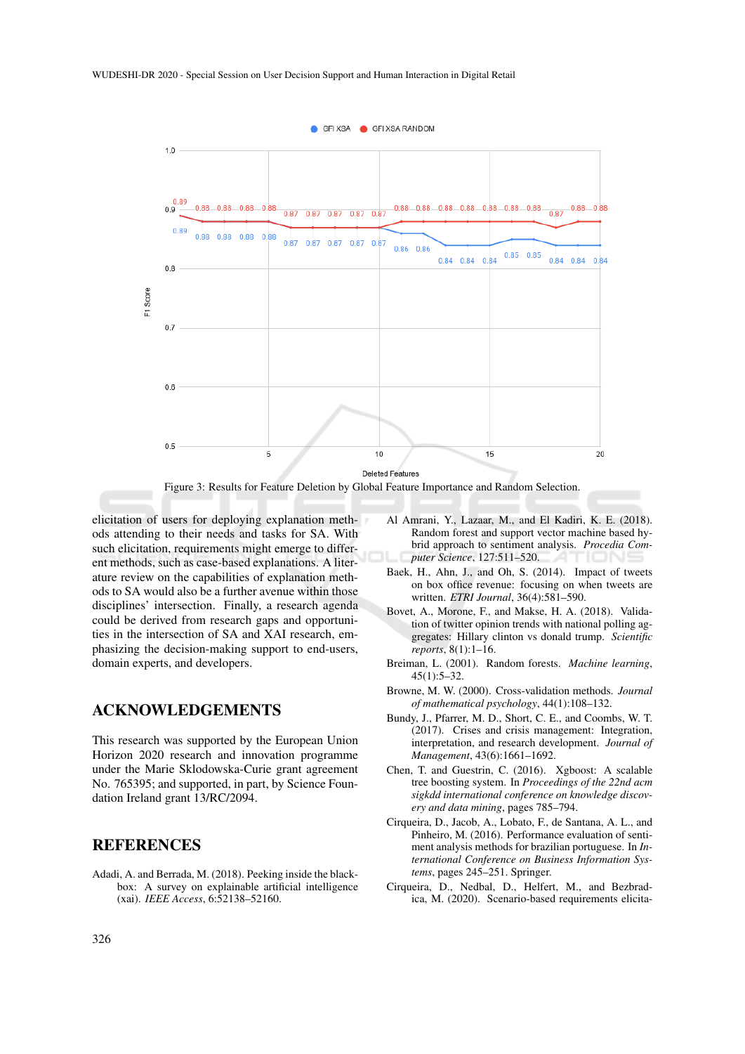Figure 3: Results for Feature Deletion by Global Feature Importance and Random Selection.

elicitation of users for deploying explanation methods attending to their needs and tasks for SA. With such elicitation, requirements might emerge to different methods, such as case-based explanations. A literature review on the capabilities of explanation methods to SA would also be a further avenue within those disciplines' intersection. Finally, a research agenda could be derived from research gaps and opportunities in the intersection of SA and XAI research, emphasizing the decision-making support to end-users, domain experts, and developers.

## ACKNOWLEDGEMENTS

This research was supported by the European Union Horizon 2020 research and innovation programme under the Marie Sklodowska-Curie grant agreement No. 765395; and supported, in part, by Science Foundation Ireland grant 13/RC/2094.

## REFERENCES

Adadi, A. and Berrada, M. (2018). Peeking inside the black-box: A survey on explainable artificial intelligence (xai). *IEEE Access*, 6:52138–52160.

Al Amrani, Y., Lazaar, M., and El Kadiri, K. E. (2018). Random forest and support vector machine based hybrid approach to sentiment analysis. *Procedia Computer Science*, 127:511–520.

Baek, H., Ahn, J., and Oh, S. (2014). Impact of tweets on box office revenue: focusing on when tweets are written. *ETRI Journal*, 36(4):581–590.

Bovet, A., Morone, F., and Makse, H. A. (2018). Validation of twitter opinion trends with national polling aggregates: Hillary clinton vs donald trump. *Scientific reports*, 8(1):1–16.

Breiman, L. (2001). Random forests. *Machine learning*, 45(1):5–32.

Browne, M. W. (2000). Cross-validation methods. *Journal of mathematical psychology*, 44(1):108–132.

Bundy, J., Pfarrer, M. D., Short, C. E., and Coombs, W. T. (2017). Crises and crisis management: Integration, interpretation, and research development. *Journal of Management*, 43(6):1661–1692.

Chen, T. and Guestrin, C. (2016). Xgboost: A scalable tree boosting system. In *Proceedings of the 22nd acm sigkdd international conference on knowledge discovery and data mining*, pages 785–794.

Cirqueira, D., Jacob, A., Lobato, F., de Santana, A. L., and Pinheiro, M. (2016). Performance evaluation of sentiment analysis methods for brazilian portuguese. In *International Conference on Business Information Systems*, pages 245–251. Springer.

Cirqueira, D., Nedbal, D., Helfert, M., and Bezbradica, M. (2020). Scenario-based requirements elicita-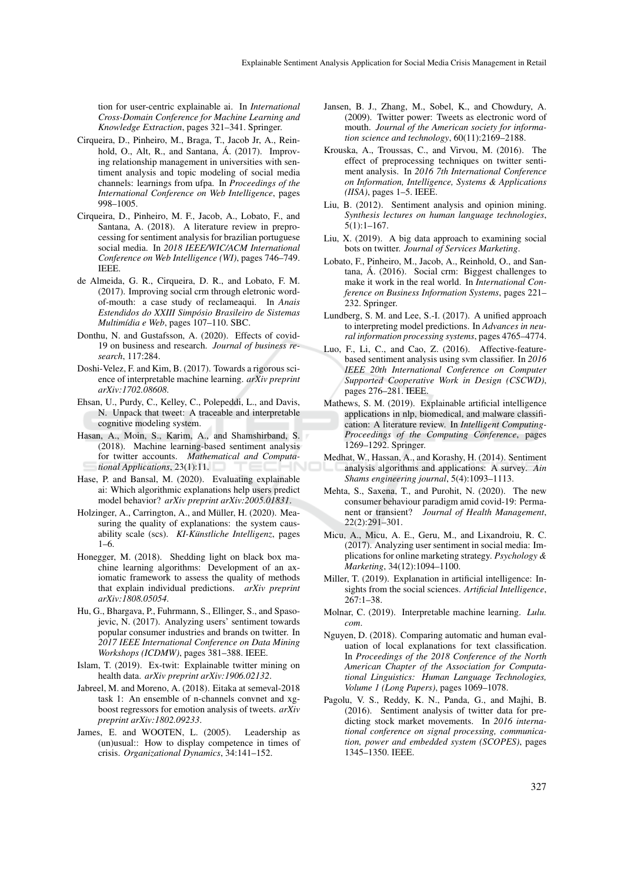tion for user-centric explainable ai. In *International Cross-Domain Conference for Machine Learning and Knowledge Extraction*, pages 321–341. Springer.

Cirqueira, D., Pinheiro, M., Braga, T., Jacob Jr, A., Reinhold, O., Alt, R., and Santana, Á. (2017). Improving relationship management in universities with sentiment analysis and topic modeling of social media channels: learnings from ufpa. In *Proceedings of the International Conference on Web Intelligence*, pages 998–1005.

Cirqueira, D., Pinheiro, M. F., Jacob, A., Lobato, F., and Santana, A. (2018). A literature review in preprocessing for sentiment analysis for brazilian portuguese social media. In *2018 IEEE/WIC/ACM International Conference on Web Intelligence (WI)*, pages 746–749. IEEE.

de Almeida, G. R., Cirqueira, D. R., and Lobato, F. M. (2017). Improving social crm through eletronic word-of-mouth: a case study of reclameaqui. In *Anais Estendidos do XXIII Simpósio Brasileiro de Sistemas Multimídia e Web*, pages 107–110. SBC.

Donthu, N. and Gustafsson, A. (2020). Effects of covid-19 on business and research. *Journal of business research*, 117:284.

Doshi-Velez, F. and Kim, B. (2017). Towards a rigorous science of interpretable machine learning. *arXiv preprint arXiv:1702.08608*.

Ehsan, U., Purdy, C., Kelley, C., Polepeddi, L., and Davis, N. Unpack that tweet: A traceable and interpretable cognitive modeling system.

Hasan, A., Moin, S., Karim, A., and Shamshirband, S. (2018). Machine learning-based sentiment analysis for twitter accounts. *Mathematical and Computational Applications*, 23(1):11.

Hase, P. and Bansal, M. (2020). Evaluating explainable ai: Which algorithmic explanations help users predict model behavior? *arXiv preprint arXiv:2005.01831*.

Holzinger, A., Carrington, A., and Müller, H. (2020). Measuring the quality of explanations: the system causability scale (scs). *KI-Künstliche Intelligenz*, pages 1–6.

Honegger, M. (2018). Shedding light on black box machine learning algorithms: Development of an axiomatic framework to assess the quality of methods that explain individual predictions. *arXiv preprint arXiv:1808.05054*.

Hu, G., Bhargava, P., Fuhrmann, S., Ellinger, S., and Spasojevic, N. (2017). Analyzing users' sentiment towards popular consumer industries and brands on twitter. In *2017 IEEE International Conference on Data Mining Workshops (ICDMW)*, pages 381–388. IEEE.

Islam, T. (2019). Ex-twit: Explainable twitter mining on health data. *arXiv preprint arXiv:1906.02132*.

Jabreel, M. and Moreno, A. (2018). Eitaka at semeval-2018 task 1: An ensemble of n-channels convnet and xgboost regressors for emotion analysis of tweets. *arXiv preprint arXiv:1802.09233*.

James, E. and WOOTEN, L. (2005). Leadership as (un)usual:: How to display competence in times of crisis. *Organizational Dynamics*, 34:141–152.

Jansen, B. J., Zhang, M., Sobel, K., and Chowdury, A. (2009). Twitter power: Tweets as electronic word of mouth. *Journal of the American society for information science and technology*, 60(11):2169–2188.

Krouska, A., Troussas, C., and Virvou, M. (2016). The effect of preprocessing techniques on twitter sentiment analysis. In *2016 7th International Conference on Information, Intelligence, Systems & Applications (IISA)*, pages 1–5. IEEE.

Liu, B. (2012). Sentiment analysis and opinion mining. *Synthesis lectures on human language technologies*, 5(1):1–167.

Liu, X. (2019). A big data approach to examining social bots on twitter. *Journal of Services Marketing*.

Lobato, F., Pinheiro, M., Jacob, A., Reinhold, O., and Santana, Á. (2016). Social crm: Biggest challenges to make it work in the real world. In *International Conference on Business Information Systems*, pages 221–232. Springer.

Lundberg, S. M. and Lee, S.-I. (2017). A unified approach to interpreting model predictions. In *Advances in neural information processing systems*, pages 4765–4774.

Luo, F., Li, C., and Cao, Z. (2016). Affective-feature-based sentiment analysis using svm classifier. In *2016 IEEE 20th International Conference on Computer Supported Cooperative Work in Design (CSCWD)*, pages 276–281. IEEE.

Mathews, S. M. (2019). Explainable artificial intelligence applications in nlp, biomedical, and malware classification: A literature review. In *Intelligent Computing-Proceedings of the Computing Conference*, pages 1269–1292. Springer.

Medhat, W., Hassan, A., and Korashy, H. (2014). Sentiment analysis algorithms and applications: A survey. *Ain Shams engineering journal*, 5(4):1093–1113.

Mehta, S., Saxena, T., and Purohit, N. (2020). The new consumer behaviour paradigm amid covid-19: Permanent or transient? *Journal of Health Management*, 22(2):291–301.

Micu, A., Micu, A. E., Geru, M., and Lixandroiu, R. C. (2017). Analyzing user sentiment in social media: Implications for online marketing strategy. *Psychology & Marketing*, 34(12):1094–1100.

Miller, T. (2019). Explanation in artificial intelligence: Insights from the social sciences. *Artificial Intelligence*, 267:1–38.

Molnar, C. (2019). Interpretable machine learning. *Lulu. com*.

Nguyen, D. (2018). Comparing automatic and human evaluation of local explanations for text classification. In *Proceedings of the 2018 Conference of the North American Chapter of the Association for Computational Linguistics: Human Language Technologies, Volume 1 (Long Papers)*, pages 1069–1078.

Pagolu, V. S., Reddy, K. N., Panda, G., and Majhi, B. (2016). Sentiment analysis of twitter data for predicting stock market movements. In *2016 international conference on signal processing, communication, power and embedded system (SCOPES)*, pages 1345–1350. IEEE.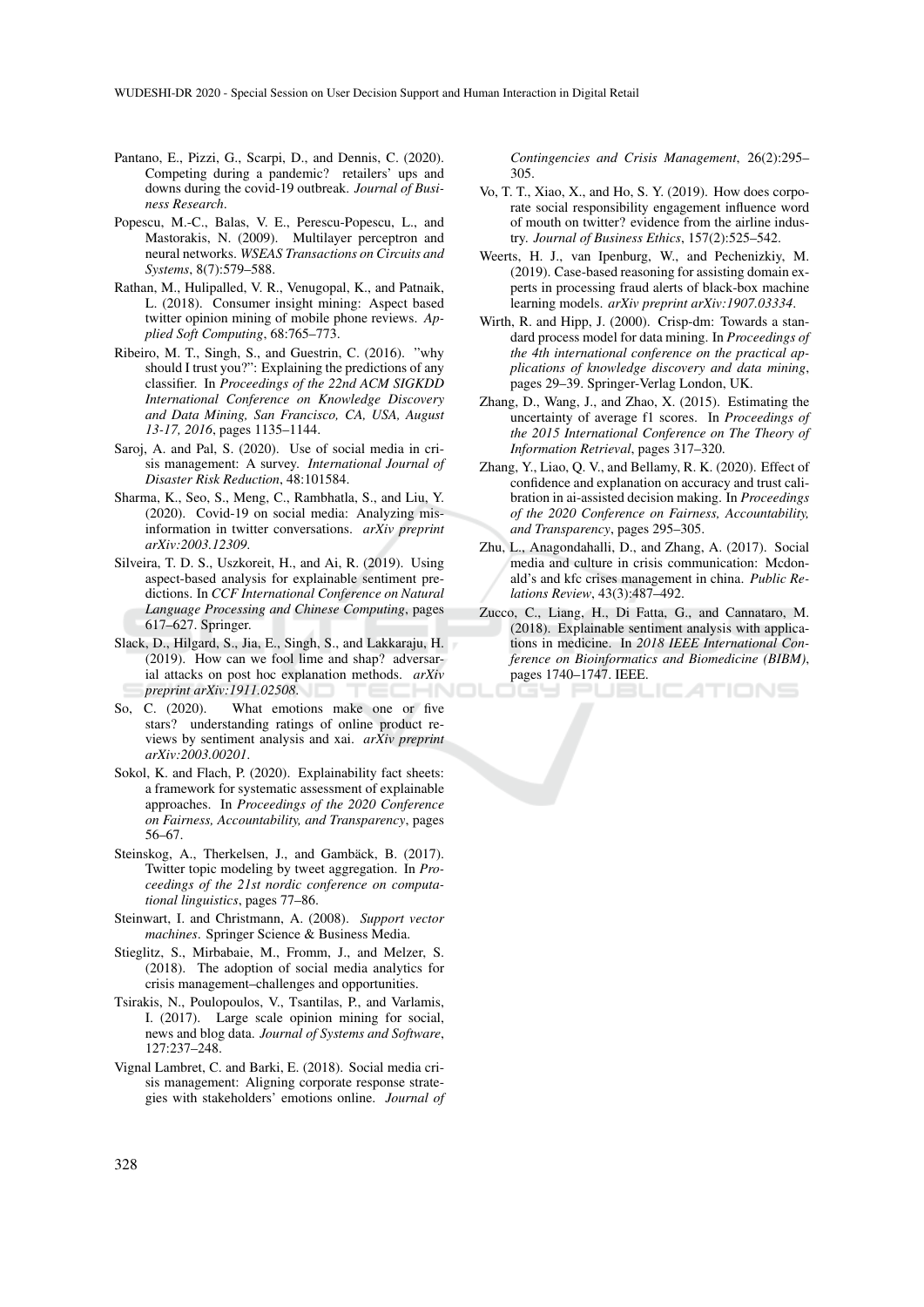Pantano, E., Pizzi, G., Scarpi, D., and Dennis, C. (2020). Competing during a pandemic? retailers' ups and downs during the covid-19 outbreak. *Journal of Business Research*.

Popescu, M.-C., Balas, V. E., Perescu-Popescu, L., and Mastorakis, N. (2009). Multilayer perceptron and neural networks. *WSEAS Transactions on Circuits and Systems*, 8(7):579–588.

Rathan, M., Hulipalled, V. R., Venugopal, K., and Patnaik, L. (2018). Consumer insight mining: Aspect based twitter opinion mining of mobile phone reviews. *Applied Soft Computing*, 68:765–773.

Ribeiro, M. T., Singh, S., and Guestrin, C. (2016). "why should I trust you?": Explaining the predictions of any classifier. In *Proceedings of the 22nd ACM SIGKDD International Conference on Knowledge Discovery and Data Mining, San Francisco, CA, USA, August 13-17, 2016*, pages 1135–1144.

Saroj, A. and Pal, S. (2020). Use of social media in crisis management: A survey. *International Journal of Disaster Risk Reduction*, 48:101584.

Sharma, K., Seo, S., Meng, C., Rambhatla, S., and Liu, Y. (2020). Covid-19 on social media: Analyzing misinformation in twitter conversations. *arXiv preprint arXiv:2003.12309*.

Silveira, T. D. S., Uszkoreit, H., and Ai, R. (2019). Using aspect-based analysis for explainable sentiment predictions. In *CCF International Conference on Natural Language Processing and Chinese Computing*, pages 617–627. Springer.

Slack, D., Hilgard, S., Jia, E., Singh, S., and Lakkaraju, H. (2019). How can we fool lime and shap? adversarial attacks on post hoc explanation methods. *arXiv preprint arXiv:1911.02508*.

So, C. (2020). What emotions make one or five stars? understanding ratings of online product reviews by sentiment analysis and xai. *arXiv preprint arXiv:2003.00201*.

Sokol, K. and Flach, P. (2020). Explainability fact sheets: a framework for systematic assessment of explainable approaches. In *Proceedings of the 2020 Conference on Fairness, Accountability, and Transparency*, pages 56–67.

Steinskog, A., Therkelsen, J., and Gambäck, B. (2017). Twitter topic modeling by tweet aggregation. In *Proceedings of the 21st nordic conference on computational linguistics*, pages 77–86.

Steinwart, I. and Christmann, A. (2008). *Support vector machines*. Springer Science & Business Media.

Stieglitz, S., Mirbabaie, M., Fromm, J., and Melzer, S. (2018). The adoption of social media analytics for crisis management–challenges and opportunities.

Tsirakis, N., Poulopoulos, V., Tsantilas, P., and Varlamis, I. (2017). Large scale opinion mining for social, news and blog data. *Journal of Systems and Software*, 127:237–248.

Vignal Lambret, C. and Barki, E. (2018). Social media crisis management: Aligning corporate response strategies with stakeholders' emotions online. *Journal of Contingencies and Crisis Management*, 26(2):295–305.

Vo, T. T., Xiao, X., and Ho, S. Y. (2019). How does corporate social responsibility engagement influence word of mouth on twitter? evidence from the airline industry. *Journal of Business Ethics*, 157(2):525–542.

Weerts, H. J., van Ipenburg, W., and Pechenizkiy, M. (2019). Case-based reasoning for assisting domain experts in processing fraud alerts of black-box machine learning models. *arXiv preprint arXiv:1907.03334*.

Wirth, R. and Hipp, J. (2000). Crisp-dm: Towards a standard process model for data mining. In *Proceedings of the 4th international conference on the practical applications of knowledge discovery and data mining*, pages 29–39. Springer-Verlag London, UK.

Zhang, D., Wang, J., and Zhao, X. (2015). Estimating the uncertainty of average f1 scores. In *Proceedings of the 2015 International Conference on The Theory of Information Retrieval*, pages 317–320.

Zhang, Y., Liao, Q. V., and Bellamy, R. K. (2020). Effect of confidence and explanation on accuracy and trust calibration in ai-assisted decision making. In *Proceedings of the 2020 Conference on Fairness, Accountability, and Transparency*, pages 295–305.

Zhu, L., Anagondahalli, D., and Zhang, A. (2017). Social media and culture in crisis communication: Mcdonald's and kfc crises management in china. *Public Relations Review*, 43(3):487–492.

Zucco, C., Liang, H., Di Fatta, G., and Cannataro, M. (2018). Explainable sentiment analysis with applications in medicine. In *2018 IEEE International Conference on Bioinformatics and Biomedicine (BIBM)*, pages 1740–1747. IEEE.